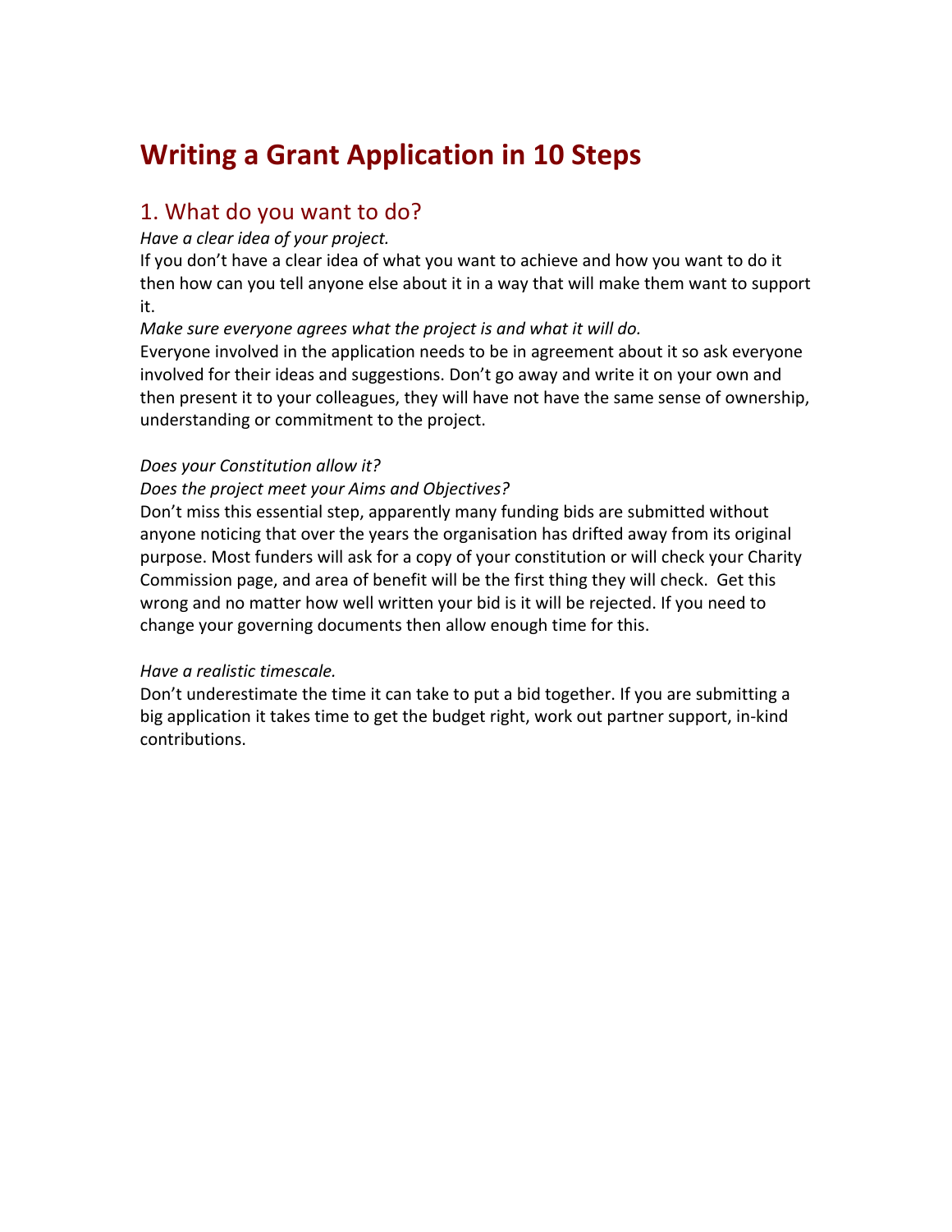# Writing a Grant Application in 10 Steps

## 1. What do you want to do?

*Have a clear idea of your project.*

If you don't have a clear idea of what you want to achieve and how you want to do it then how can you tell anyone else about it in a way that will make them want to support it.

*Make sure everyone agrees what the project is and what it will do.*

Everyone involved in the application needs to be in agreement about it so ask everyone involved for their ideas and suggestions. Don't go away and write it on your own and then present it to your colleagues, they will have not have the same sense of ownership, understanding or commitment to the project.

*Does your Constitution allow it?*

*Does the project meet your Aims and Objectives?*

Don't miss this essential step, apparently many funding bids are submitted without anyone noticing that over the years the organisation has drifted away from its original purpose. Most funders will ask for a copy of your constitution or will check your Charity Commission page, and area of benefit will be the first thing they will check. Get this wrong and no matter how well written your bid is it will be rejected. If you need to change your governing documents then allow enough time for this.

*Have a realistic timescale.*

Don't underestimate the time it can take to put a bid together. If you are submitting a big application it takes time to get the budget right, work out partner support, in-kind contributions.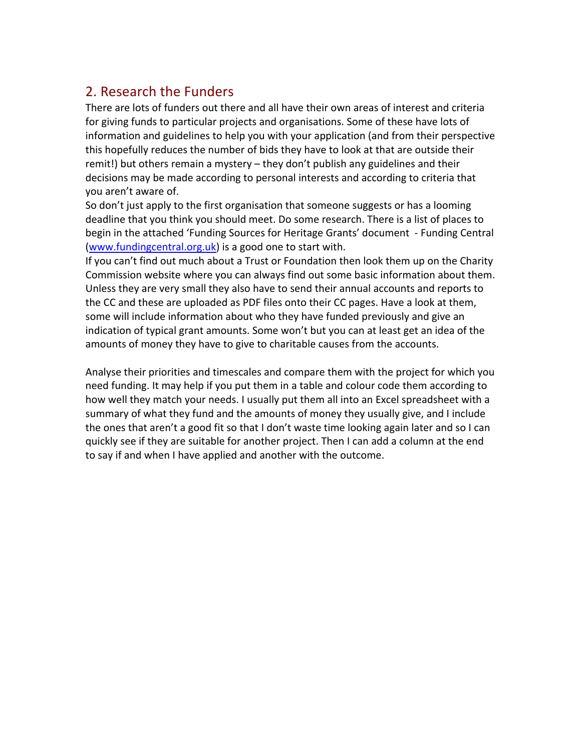## 2. Research the Funders

There are lots of funders out there and all have their own areas of interest and criteria for giving funds to particular projects and organisations. Some of these have lots of information and guidelines to help you with your application (and from their perspective this hopefully reduces the number of bids they have to look at that are outside their remit!) but others remain a mystery – they don't publish any guidelines and their decisions may be made according to personal interests and according to criteria that you aren't aware of.

So don't just apply to the first organisation that someone suggests or has a looming deadline that you think you should meet. Do some research. There is a list of places to begin in the attached 'Funding Sources for Heritage Grants' document - Funding Central ([www.fundingcentral.org.uk](www.fundingcentral.org.uk)) is a good one to start with.

If you can't find out much about a Trust or Foundation then look them up on the Charity Commission website where you can always find out some basic information about them. Unless they are very small they also have to send their annual accounts and reports to the CC and these are uploaded as PDF files onto their CC pages. Have a look at them, some will include information about who they have funded previously and give an indication of typical grant amounts. Some won't but you can at least get an idea of the amounts of money they have to give to charitable causes from the accounts.

Analyse their priorities and timescales and compare them with the project for which you need funding. It may help if you put them in a table and colour code them according to how well they match your needs. I usually put them all into an Excel spreadsheet with a summary of what they fund and the amounts of money they usually give, and I include the ones that aren't a good fit so that I don't waste time looking again later and so I can quickly see if they are suitable for another project. Then I can add a column at the end to say if and when I have applied and another with the outcome.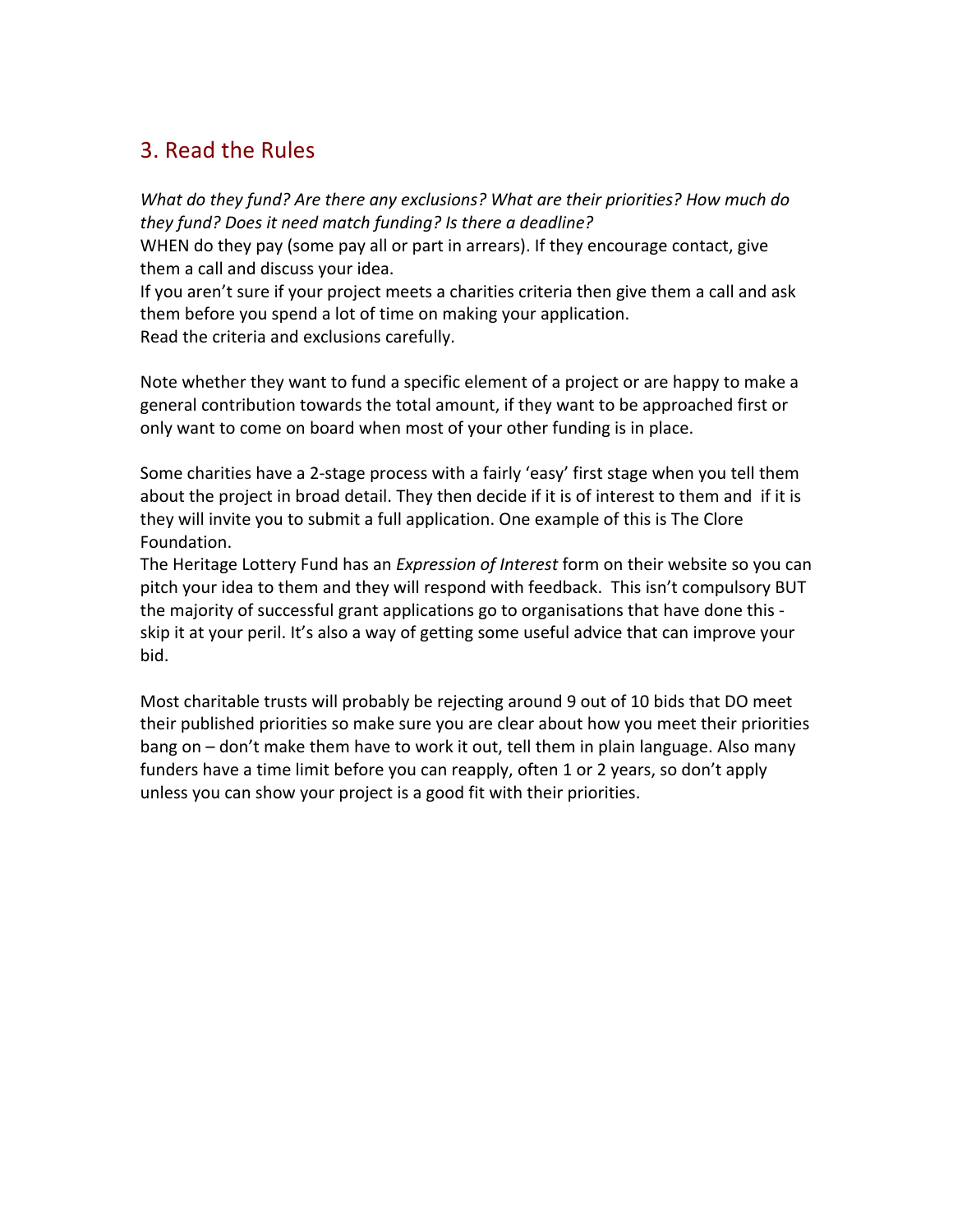## 3. Read the Rules

*What do they fund? Are there any exclusions? What are their priorities? How much do they fund? Does it need match funding? Is there a deadline?*

WHEN do they pay (some pay all or part in arrears). If they encourage contact, give them a call and discuss your idea.

If you aren't sure if your project meets a charities criteria then give them a call and ask them before you spend a lot of time on making your application.

Read the criteria and exclusions carefully.

Note whether they want to fund a specific element of a project or are happy to make a general contribution towards the total amount, if they want to be approached first or only want to come on board when most of your other funding is in place.

Some charities have a 2-stage process with a fairly 'easy' first stage when you tell them about the project in broad detail. They then decide if it is of interest to them and if it is they will invite you to submit a full application. One example of this is The Clore Foundation.

The Heritage Lottery Fund has an *Expression of Interest* form on their website so you can pitch your idea to them and they will respond with feedback. This isn't compulsory BUT the majority of successful grant applications go to organisations that have done this - skip it at your peril. It's also a way of getting some useful advice that can improve your bid.

Most charitable trusts will probably be rejecting around 9 out of 10 bids that DO meet their published priorities so make sure you are clear about how you meet their priorities bang on – don't make them have to work it out, tell them in plain language. Also many funders have a time limit before you can reapply, often 1 or 2 years, so don't apply unless you can show your project is a good fit with their priorities.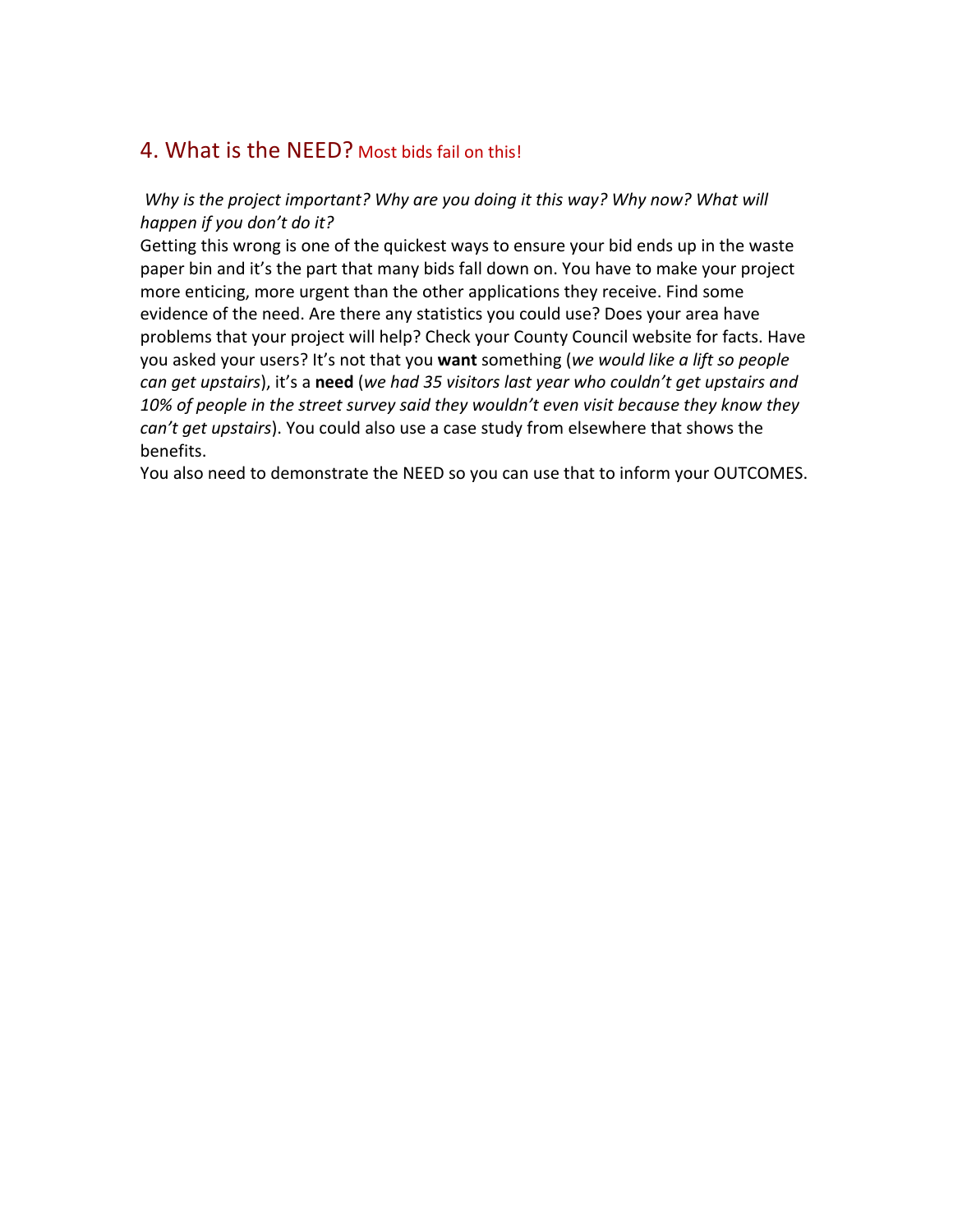## 4. What is the NEED? Most bids fail on this!

*Why is the project important? Why are you doing it this way? Why now? What will happen if you don't do it?*

Getting this wrong is one of the quickest ways to ensure your bid ends up in the waste paper bin and it's the part that many bids fall down on. You have to make your project more enticing, more urgent than the other applications they receive. Find some evidence of the need. Are there any statistics you could use? Does your area have problems that your project will help? Check your County Council website for facts. Have you asked your users? It's not that you **want** something (*we would like a lift so people can get upstairs*), it's a **need** (*we had 35 visitors last year who couldn't get upstairs and 10% of people in the street survey said they wouldn't even visit because they know they can't get upstairs*). You could also use a case study from elsewhere that shows the benefits.

You also need to demonstrate the NEED so you can use that to inform your OUTCOMES.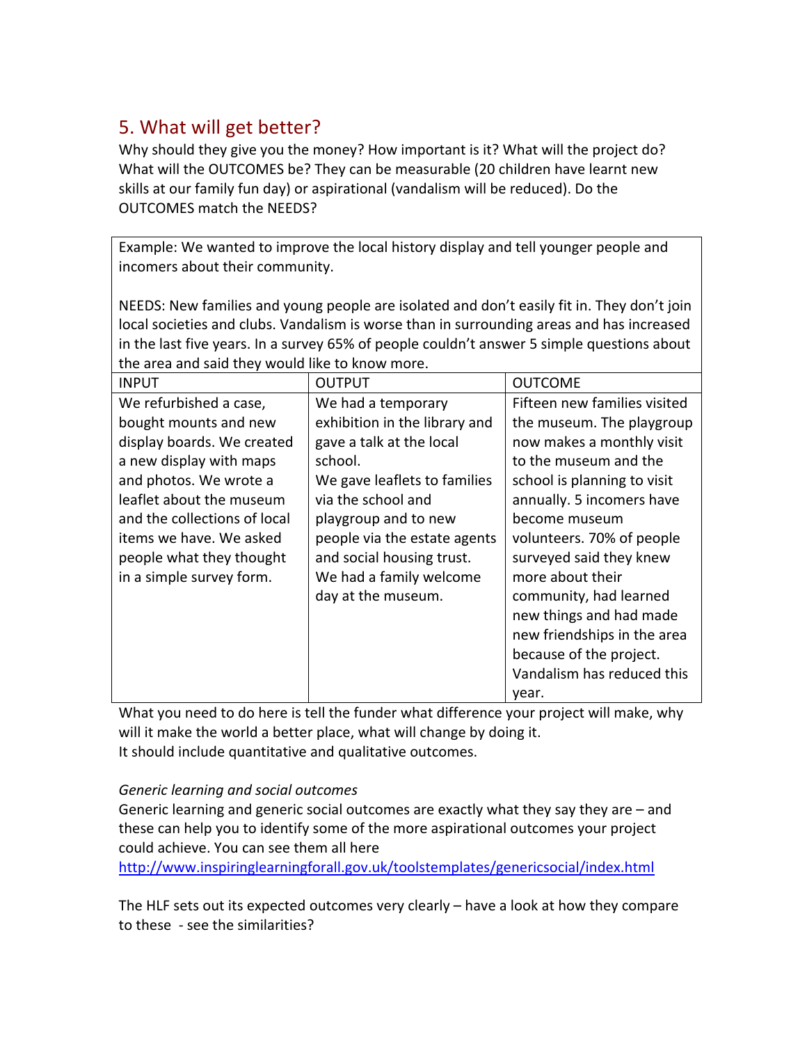## 5. What will get better?

Why should they give you the money? How important is it? What will the project do? What will the OUTCOMES be? They can be measurable (20 children have learnt new skills at our family fun day) or aspirational (vandalism will be reduced). Do the OUTCOMES match the NEEDS?

Example: We wanted to improve the local history display and tell younger people and incomers about their community.

NEEDS: New families and young people are isolated and don't easily fit in. They don't join local societies and clubs. Vandalism is worse than in surrounding areas and has increased in the last five years. In a survey 65% of people couldn't answer 5 simple questions about the area and said they would like to know more.

| INPUT | OUTPUT | OUTCOME |
| --- | --- | --- |
| We refurbished a case, bought mounts and new display boards. We created a new display with maps and photos. We wrote a leaflet about the museum and the collections of local items we have. We asked people what they thought in a simple survey form. | We had a temporary exhibition in the library and gave a talk at the local school.<br>We gave leaflets to families via the school and playgroup and to new people via the estate agents and social housing trust.<br>We had a family welcome day at the museum. | Fifteen new families visited the museum. The playgroup now makes a monthly visit to the museum and the school is planning to visit annually. 5 incomers have become museum volunteers. 70% of people surveyed said they knew more about their community, had learned new things and had made new friendships in the area because of the project. Vandalism has reduced this year. |

What you need to do here is tell the funder what difference your project will make, why will it make the world a better place, what will change by doing it.
It should include quantitative and qualitative outcomes.

*Generic learning and social outcomes*

Generic learning and generic social outcomes are exactly what they say they are – and these can help you to identify some of the more aspirational outcomes your project could achieve. You can see them all here
http://www.inspiringlearningforall.gov.uk/toolstemplates/genericsocial/index.html

The HLF sets out its expected outcomes very clearly – have a look at how they compare to these - see the similarities?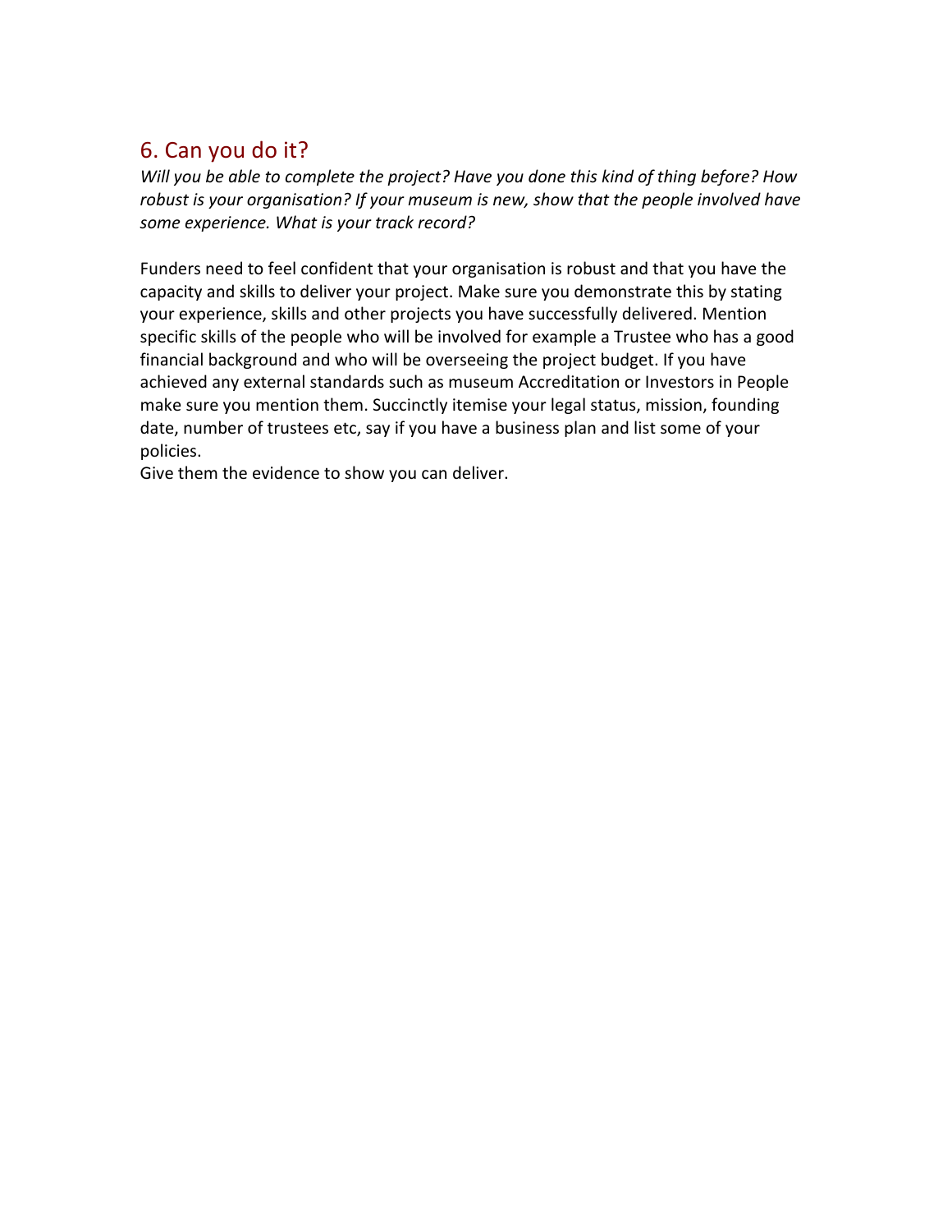## 6. Can you do it?

*Will you be able to complete the project? Have you done this kind of thing before? How robust is your organisation? If your museum is new, show that the people involved have some experience. What is your track record?*

Funders need to feel confident that your organisation is robust and that you have the capacity and skills to deliver your project. Make sure you demonstrate this by stating your experience, skills and other projects you have successfully delivered. Mention specific skills of the people who will be involved for example a Trustee who has a good financial background and who will be overseeing the project budget. If you have achieved any external standards such as museum Accreditation or Investors in People make sure you mention them. Succinctly itemise your legal status, mission, founding date, number of trustees etc, say if you have a business plan and list some of your policies.

Give them the evidence to show you can deliver.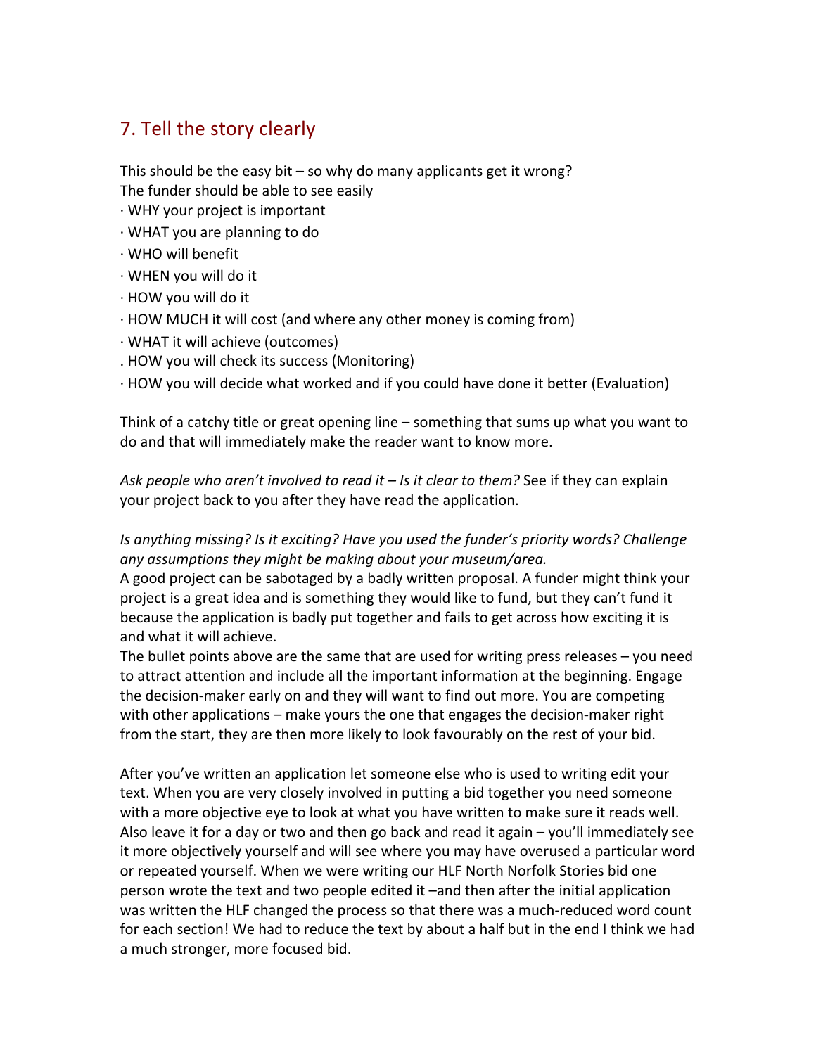## 7. Tell the story clearly

This should be the easy bit – so why do many applicants get it wrong?
The funder should be able to see easily

- WHY your project is important
- WHAT you are planning to do
- WHO will benefit
- WHEN you will do it
- HOW you will do it
- HOW MUCH it will cost (and where any other money is coming from)
- WHAT it will achieve (outcomes)
- HOW you will check its success (Monitoring)
- HOW you will decide what worked and if you could have done it better (Evaluation)

Think of a catchy title or great opening line – something that sums up what you want to do and that will immediately make the reader want to know more.

*Ask people who aren't involved to read it – Is it clear to them?* See if they can explain your project back to you after they have read the application.

*Is anything missing? Is it exciting? Have you used the funder's priority words? Challenge any assumptions they might be making about your museum/area.*
A good project can be sabotaged by a badly written proposal. A funder might think your project is a great idea and is something they would like to fund, but they can't fund it because the application is badly put together and fails to get across how exciting it is and what it will achieve.
The bullet points above are the same that are used for writing press releases – you need to attract attention and include all the important information at the beginning. Engage the decision-maker early on and they will want to find out more. You are competing with other applications – make yours the one that engages the decision-maker right from the start, they are then more likely to look favourably on the rest of your bid.

After you've written an application let someone else who is used to writing edit your text. When you are very closely involved in putting a bid together you need someone with a more objective eye to look at what you have written to make sure it reads well. Also leave it for a day or two and then go back and read it again – you'll immediately see it more objectively yourself and will see where you may have overused a particular word or repeated yourself. When we were writing our HLF North Norfolk Stories bid one person wrote the text and two people edited it –and then after the initial application was written the HLF changed the process so that there was a much-reduced word count for each section! We had to reduce the text by about a half but in the end I think we had a much stronger, more focused bid.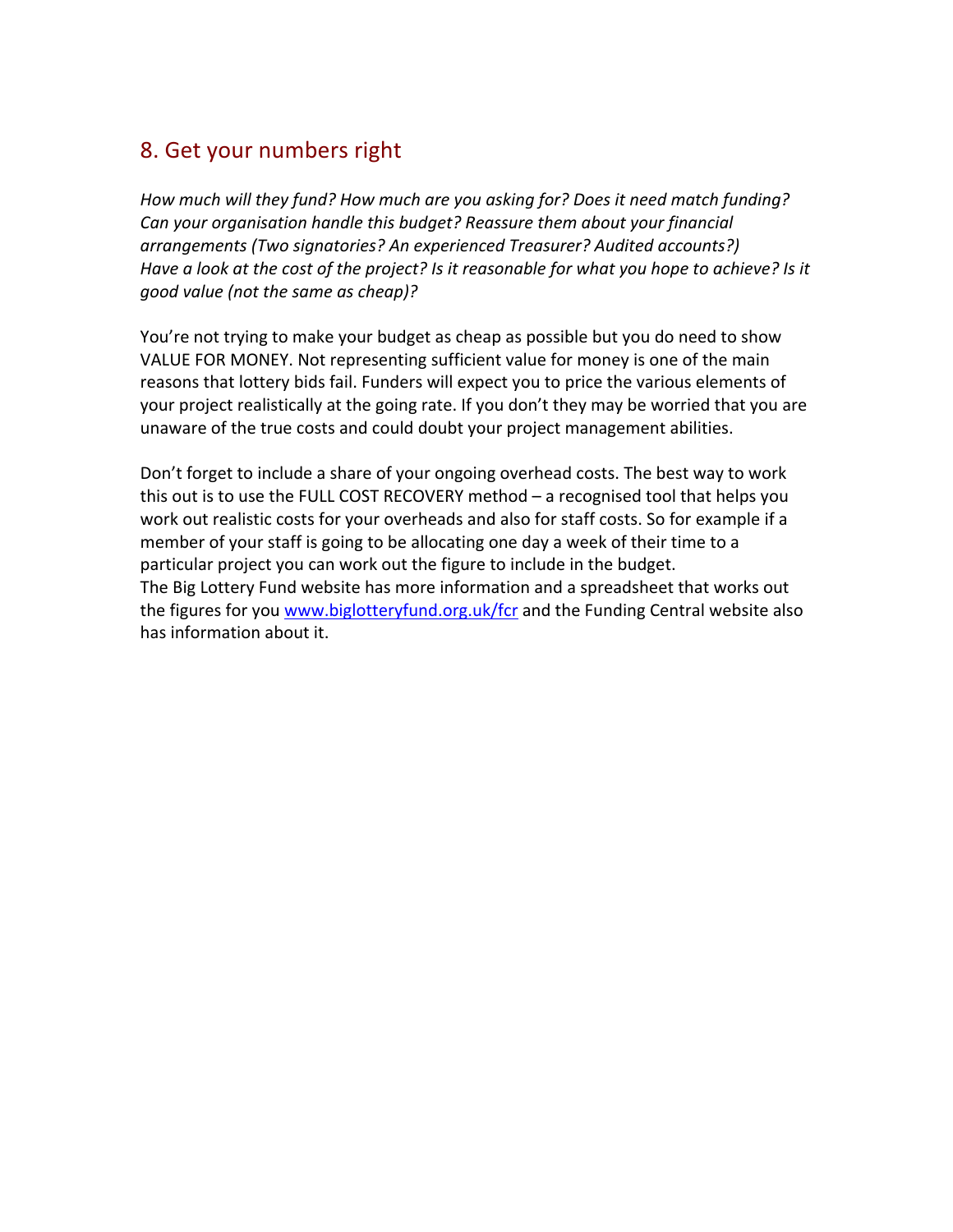## 8. Get your numbers right

*How much will they fund? How much are you asking for? Does it need match funding? Can your organisation handle this budget? Reassure them about your financial arrangements (Two signatories? An experienced Treasurer? Audited accounts?) Have a look at the cost of the project? Is it reasonable for what you hope to achieve? Is it good value (not the same as cheap)?*

You're not trying to make your budget as cheap as possible but you do need to show VALUE FOR MONEY. Not representing sufficient value for money is one of the main reasons that lottery bids fail. Funders will expect you to price the various elements of your project realistically at the going rate. If you don't they may be worried that you are unaware of the true costs and could doubt your project management abilities.

Don't forget to include a share of your ongoing overhead costs. The best way to work this out is to use the FULL COST RECOVERY method – a recognised tool that helps you work out realistic costs for your overheads and also for staff costs. So for example if a member of your staff is going to be allocating one day a week of their time to a particular project you can work out the figure to include in the budget.
The Big Lottery Fund website has more information and a spreadsheet that works out the figures for you [www.biglotteryfund.org.uk/fcr](http://www.biglotteryfund.org.uk/fcr) and the Funding Central website also has information about it.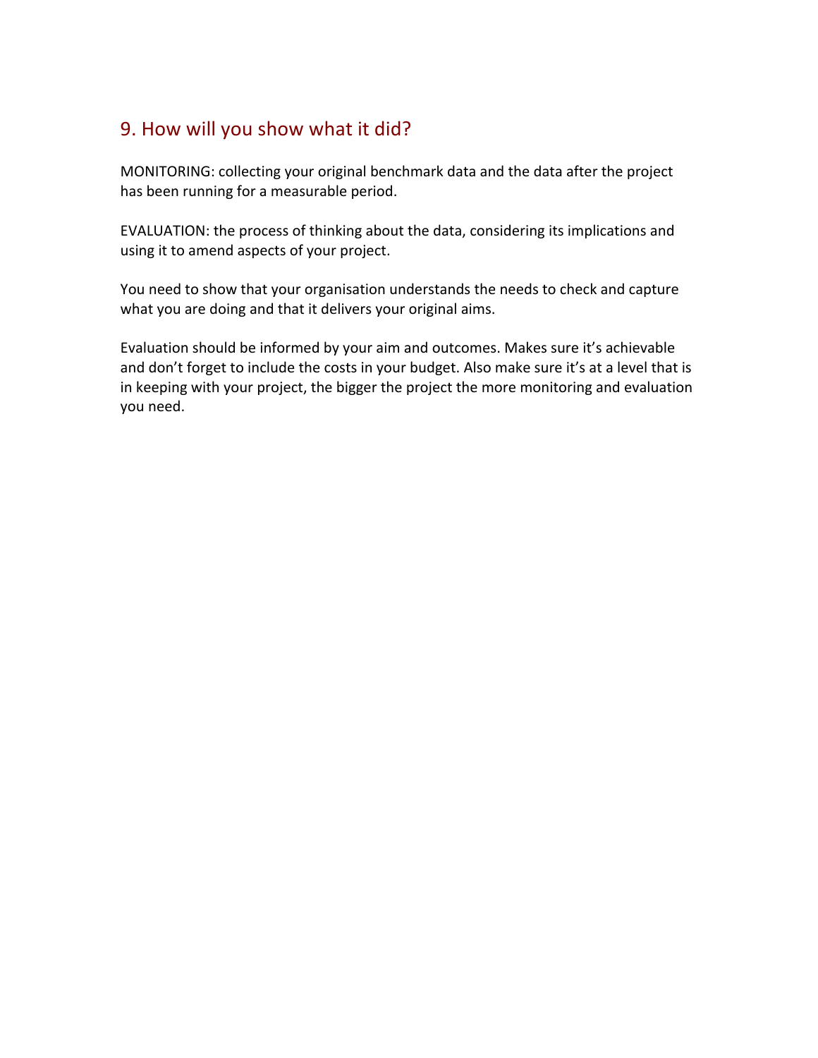## 9. How will you show what it did?

MONITORING: collecting your original benchmark data and the data after the project has been running for a measurable period.

EVALUATION: the process of thinking about the data, considering its implications and using it to amend aspects of your project.

You need to show that your organisation understands the needs to check and capture what you are doing and that it delivers your original aims.

Evaluation should be informed by your aim and outcomes. Makes sure it's achievable and don't forget to include the costs in your budget. Also make sure it's at a level that is in keeping with your project, the bigger the project the more monitoring and evaluation you need.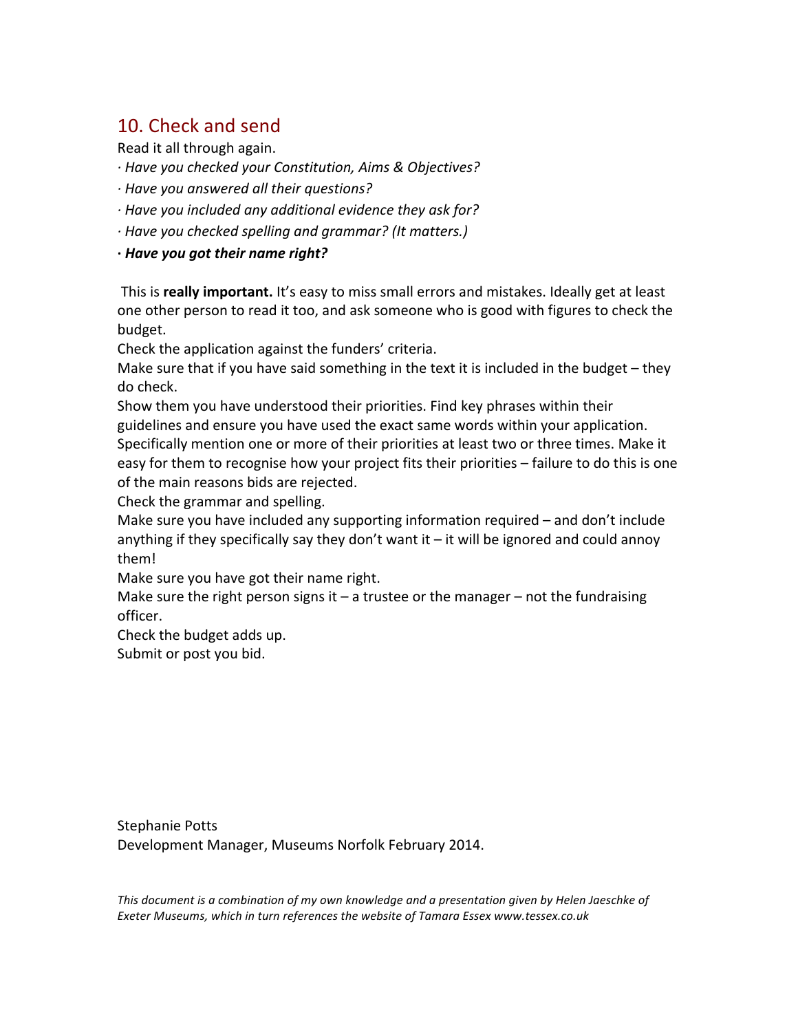## 10. Check and send

Read it all through again.

· *Have you checked your Constitution, Aims & Objectives?*

· *Have you answered all their questions?*

· *Have you included any additional evidence they ask for?*

· *Have you checked spelling and grammar? (It matters.)*

· ***Have you got their name right?***

This is **really important.** It's easy to miss small errors and mistakes. Ideally get at least one other person to read it too, and ask someone who is good with figures to check the budget.

Check the application against the funders' criteria.

Make sure that if you have said something in the text it is included in the budget – they do check.

Show them you have understood their priorities. Find key phrases within their guidelines and ensure you have used the exact same words within your application. Specifically mention one or more of their priorities at least two or three times. Make it easy for them to recognise how your project fits their priorities – failure to do this is one of the main reasons bids are rejected.

Check the grammar and spelling.

Make sure you have included any supporting information required – and don't include anything if they specifically say they don't want it – it will be ignored and could annoy them!

Make sure you have got their name right.

Make sure the right person signs it – a trustee or the manager – not the fundraising officer.

Check the budget adds up.

Submit or post you bid.

Stephanie Potts
Development Manager, Museums Norfolk February 2014.

*This document is a combination of my own knowledge and a presentation given by Helen Jaeschke of Exeter Museums, which in turn references the website of Tamara Essex www.tessex.co.uk*